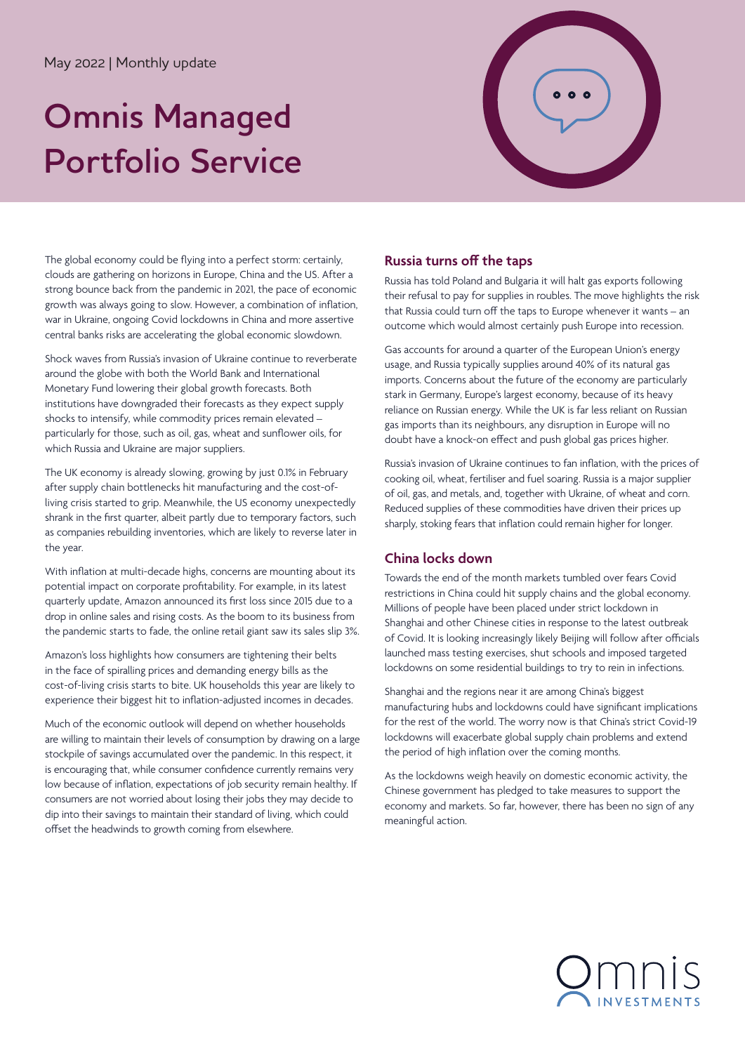May 2022 | Monthly update

# Omnis Managed Portfolio Service

The global economy could be flying into a perfect storm: certainly, clouds are gathering on horizons in Europe, China and the US. After a strong bounce back from the pandemic in 2021, the pace of economic growth was always going to slow. However, a combination of inflation, war in Ukraine, ongoing Covid lockdowns in China and more assertive central banks risks are accelerating the global economic slowdown.

Shock waves from Russia's invasion of Ukraine continue to reverberate around the globe with both the World Bank and International Monetary Fund lowering their global growth forecasts. Both institutions have downgraded their forecasts as they expect supply shocks to intensify, while commodity prices remain elevated – particularly for those, such as oil, gas, wheat and sunflower oils, for which Russia and Ukraine are major suppliers.

The UK economy is already slowing, growing by just 0.1% in February after supply chain bottlenecks hit manufacturing and the cost-of-living crisis started to grip. Meanwhile, the US economy unexpectedly shrank in the first quarter, albeit partly due to temporary factors, such as companies rebuilding inventories, which are likely to reverse later in the year.

With inflation at multi-decade highs, concerns are mounting about its potential impact on corporate profitability. For example, in its latest quarterly update, Amazon announced its first loss since 2015 due to a drop in online sales and rising costs. As the boom to its business from the pandemic starts to fade, the online retail giant saw its sales slip 3%.

Amazon's loss highlights how consumers are tightening their belts in the face of spiralling prices and demanding energy bills as the cost-of-living crisis starts to bite. UK households this year are likely to experience their biggest hit to inflation-adjusted incomes in decades.

Much of the economic outlook will depend on whether households are willing to maintain their levels of consumption by drawing on a large stockpile of savings accumulated over the pandemic. In this respect, it is encouraging that, while consumer confidence currently remains very low because of inflation, expectations of job security remain healthy. If consumers are not worried about losing their jobs they may decide to dip into their savings to maintain their standard of living, which could offset the headwinds to growth coming from elsewhere.

## Russia turns off the taps

Russia has told Poland and Bulgaria it will halt gas exports following their refusal to pay for supplies in roubles. The move highlights the risk that Russia could turn off the taps to Europe whenever it wants – an outcome which would almost certainly push Europe into recession.

Gas accounts for around a quarter of the European Union's energy usage, and Russia typically supplies around 40% of its natural gas imports. Concerns about the future of the economy are particularly stark in Germany, Europe's largest economy, because of its heavy reliance on Russian energy. While the UK is far less reliant on Russian gas imports than its neighbours, any disruption in Europe will no doubt have a knock-on effect and push global gas prices higher.

Russia's invasion of Ukraine continues to fan inflation, with the prices of cooking oil, wheat, fertiliser and fuel soaring. Russia is a major supplier of oil, gas, and metals, and, together with Ukraine, of wheat and corn. Reduced supplies of these commodities have driven their prices up sharply, stoking fears that inflation could remain higher for longer.

## China locks down

Towards the end of the month markets tumbled over fears Covid restrictions in China could hit supply chains and the global economy. Millions of people have been placed under strict lockdown in Shanghai and other Chinese cities in response to the latest outbreak of Covid. It is looking increasingly likely Beijing will follow after officials launched mass testing exercises, shut schools and imposed targeted lockdowns on some residential buildings to try to rein in infections.

Shanghai and the regions near it are among China's biggest manufacturing hubs and lockdowns could have significant implications for the rest of the world. The worry now is that China's strict Covid-19 lockdowns will exacerbate global supply chain problems and extend the period of high inflation over the coming months.

As the lockdowns weigh heavily on domestic economic activity, the Chinese government has pledged to take measures to support the economy and markets. So far, however, there has been no sign of any meaningful action.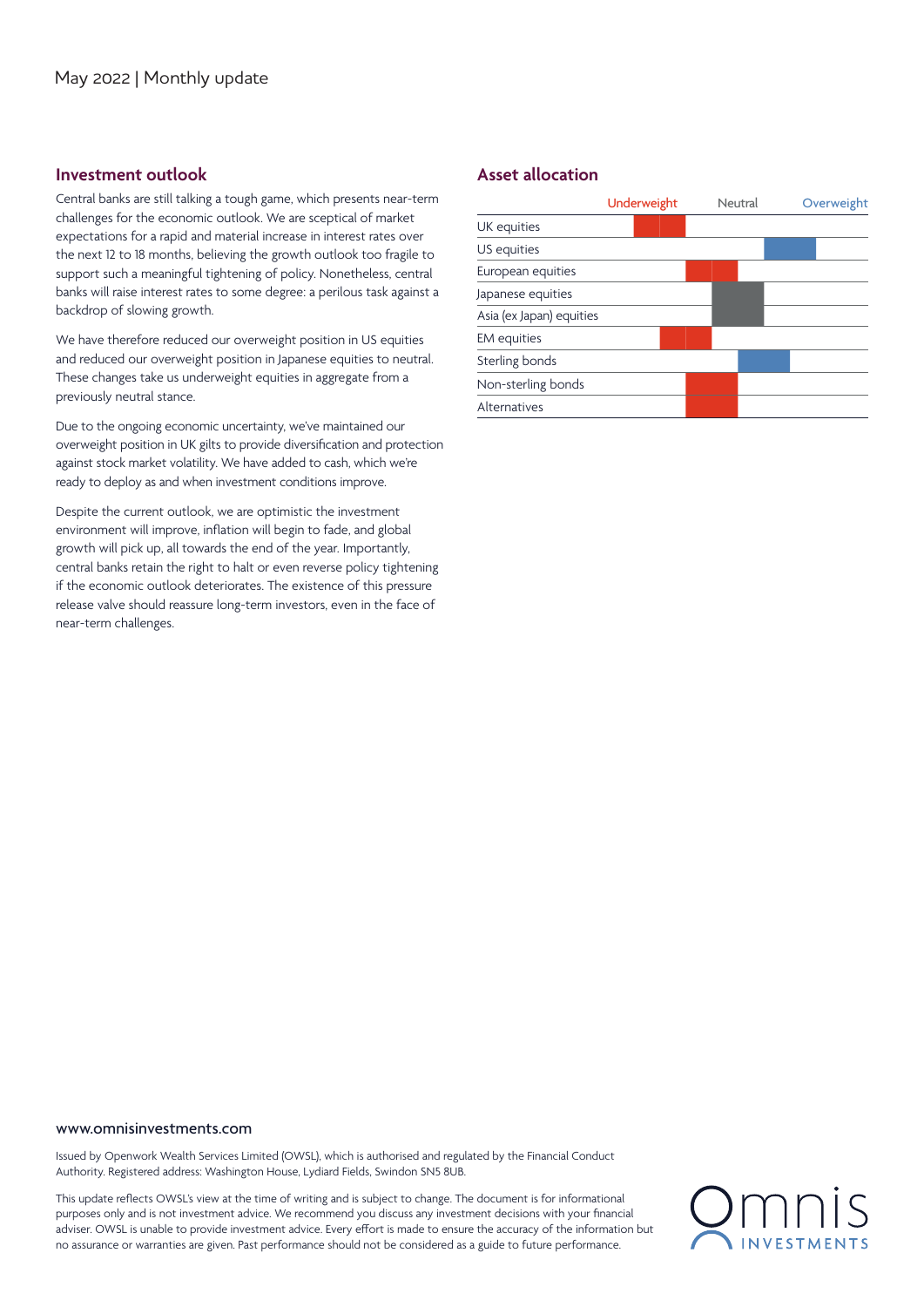## Investment outlook

Central banks are still talking a tough game, which presents near-term challenges for the economic outlook. We are sceptical of market expectations for a rapid and material increase in interest rates over the next 12 to 18 months, believing the growth outlook too fragile to support such a meaningful tightening of policy. Nonetheless, central banks will raise interest rates to some degree: a perilous task against a backdrop of slowing growth.

We have therefore reduced our overweight position in US equities and reduced our overweight position in Japanese equities to neutral. These changes take us underweight equities in aggregate from a previously neutral stance.

Due to the ongoing economic uncertainty, we've maintained our overweight position in UK gilts to provide diversification and protection against stock market volatility. We have added to cash, which we're ready to deploy as and when investment conditions improve.

Despite the current outlook, we are optimistic the investment environment will improve, inflation will begin to fade, and global growth will pick up, all towards the end of the year. Importantly, central banks retain the right to halt or even reverse policy tightening if the economic outlook deteriorates. The existence of this pressure release valve should reassure long-term investors, even in the face of near-term challenges.

## Asset allocation

Underweight
Neutral
Overweight

UK equities
US equities
European equities
Japanese equities
Asia (ex Japan) equities
EM equities
Sterling bonds
Non-sterling bonds
Alternatives

www.omnisinvestments.com

Issued by Openwork Wealth Services Limited (OWSL), which is authorised and regulated by the Financial Conduct Authority. Registered address: Washington House, Lydiard Fields, Swindon SN5 8UB.

This update reflects OWSL's view at the time of writing and is subject to change. The document is for informational purposes only and is not investment advice. We recommend you discuss any investment decisions with your financial adviser. OWSL is unable to provide investment advice. Every effort is made to ensure the accuracy of the information but no assurance or warranties are given. Past performance should not be considered as a guide to future performance.

Omnis INVESTMENTS